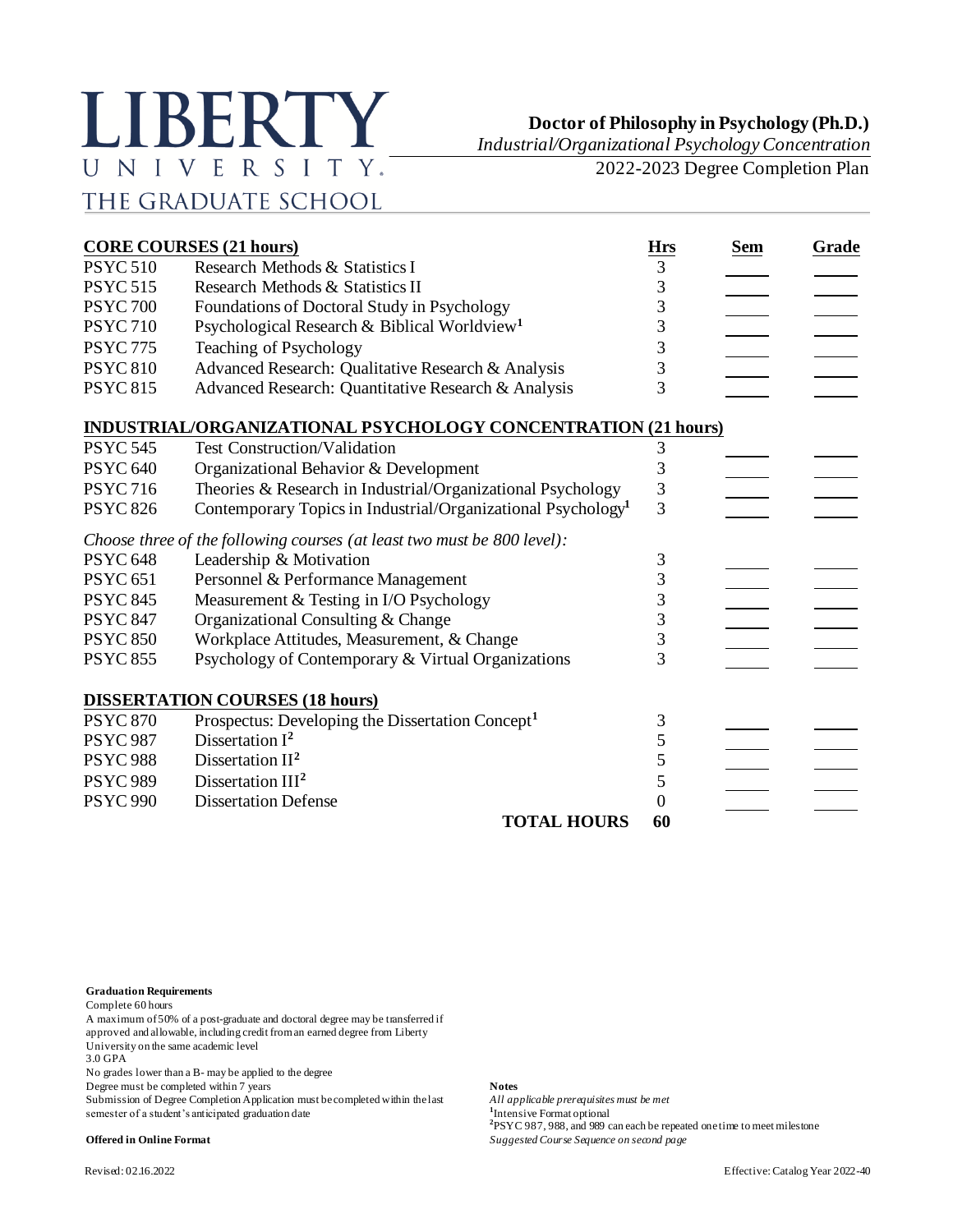# LIBERTY UNIVERSITY

THE GRADUATE SCHOOL

## Doctor of Philosophy in Psychology (Ph.D.)

*Industrial/Organizational Psychology Concentration*

2022-2023 Degree Completion Plan

| CORE COURSES (21 hours) | | Hrs | Sem | Grade |
|---|---|---|---|---|
| PSYC 510 | Research Methods & Statistics I | 3 | | |
| PSYC 515 | Research Methods & Statistics II | 3 | | |
| PSYC 700 | Foundations of Doctoral Study in Psychology | 3 | | |
| PSYC 710 | Psychological Research & Biblical Worldview[1] | 3 | | |
| PSYC 775 | Teaching of Psychology | 3 | | |
| PSYC 810 | Advanced Research: Qualitative Research & Analysis | 3 | | |
| PSYC 815 | Advanced Research: Quantitative Research & Analysis | 3 | | |
| **INDUSTRIAL/ORGANIZATIONAL PSYCHOLOGY CONCENTRATION (21 hours)** | | | | |
| PSYC 545 | Test Construction/Validation | 3 | | |
| PSYC 640 | Organizational Behavior & Development | 3 | | |
| PSYC 716 | Theories & Research in Industrial/Organizational Psychology | 3 | | |
| PSYC 826 | Contemporary Topics in Industrial/Organizational Psychology[1] | 3 | | |
| *Choose three of the following courses (at least two must be 800 level):* | | | | |
| PSYC 648 | Leadership & Motivation | 3 | | |
| PSYC 651 | Personnel & Performance Management | 3 | | |
| PSYC 845 | Measurement & Testing in I/O Psychology | 3 | | |
| PSYC 847 | Organizational Consulting & Change | 3 | | |
| PSYC 850 | Workplace Attitudes, Measurement, & Change | 3 | | |
| PSYC 855 | Psychology of Contemporary & Virtual Organizations | 3 | | |
| **DISSERTATION COURSES (18 hours)** | | | | |
| PSYC 870 | Prospectus: Developing the Dissertation Concept[1] | 3 | | |
| PSYC 987 | Dissertation I[2] | 5 | | |
| PSYC 988 | Dissertation II[2] | 5 | | |
| PSYC 989 | Dissertation III[2] | 5 | | |
| PSYC 990 | Dissertation Defense | 0 | | |
| | **TOTAL HOURS** | **60** | | |

**Graduation Requirements**

Complete 60 hours

A maximum of 50% of a post-graduate and doctoral degree may be transferred if approved and allowable, including credit from an earned degree from Liberty University on the same academic level

3.0 GPA

No grades lower than a B- may be applied to the degree

Degree must be completed within 7 years

Submission of Degree Completion Application must be completed within the last semester of a student's anticipated graduation date

**Offered in Online Format**

**Notes**

*All applicable prerequisites must be met*

[1]Intensive Format optional

[2]PSYC 987, 988, and 989 can each be repeated one time to meet milestone

*Suggested Course Sequence on second page*

Revised: 02.16.2022

Effective: Catalog Year 2022-40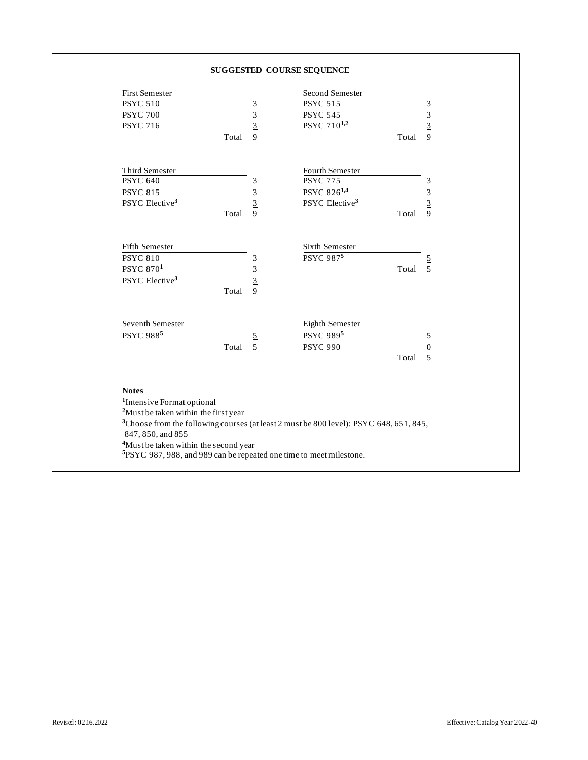## SUGGESTED COURSE SEQUENCE

| First Semester | | Second Semester | |
| --- | --- | --- | --- |
| PSYC 510 | 3 | PSYC 515 | 3 |
| PSYC 700 | 3 | PSYC 545 | 3 |
| PSYC 716 | 3 | PSYC 710[1,2] | 3 |
| Total | 9 | Total | 9 |

| Third Semester | | Fourth Semester | |
| --- | --- | --- | --- |
| PSYC 640 | 3 | PSYC 775 | 3 |
| PSYC 815 | 3 | PSYC 826[1,4] | 3 |
| PSYC Elective[3] | 3 | PSYC Elective[3] | 3 |
| Total | 9 | Total | 9 |

| Fifth Semester | | Sixth Semester | |
| --- | --- | --- | --- |
| PSYC 810 | 3 | PSYC 987[5] | 5 |
| PSYC 870[1] | 3 | Total | 5 |
| PSYC Elective[3] | 3 | | |
| Total | 9 | | |

| Seventh Semester | | Eighth Semester | |
| --- | --- | --- | --- |
| PSYC 988[5] | 5 | PSYC 989[5] | 5 |
| Total | 5 | PSYC 990 | 0 |
| | | Total | 5 |

**Notes**

[1]Intensive Format optional
[2]Must be taken within the first year
[3]Choose from the following courses (at least 2 must be 800 level): PSYC 648, 651, 845, 847, 850, and 855
[4]Must be taken within the second year
[5]PSYC 987, 988, and 989 can be repeated one time to meet milestone.

Revised: 02.16.2022

Effective: Catalog Year 2022-40